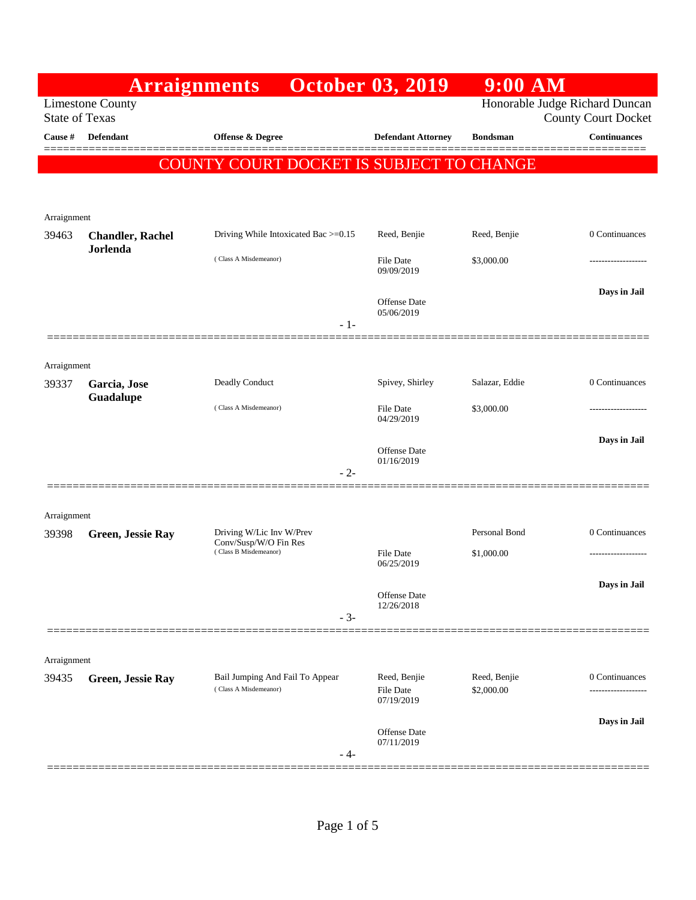# Arraignments October 03, 2019 9:00 AM

Limestone County
State of Texas

Honorable Judge Richard Duncan
County Court Docket

| Cause # | Defendant | Offense & Degree | Defendant Attorney | Bondsman | Continuances |
|---|---|---|---|---|---|

**COUNTY COURT DOCKET IS SUBJECT TO CHANGE**

Arraignment

| Cause # | Defendant | Offense & Degree | Defendant Attorney | Bondsman | Continuances |
|---|---|---|---|---|---|
| 39463 | **Chandler, Rachel Jorlenda** | Driving While Intoxicated Bac >=0.15 (Class A Misdemeanor) | Reed, Benjie<br>File Date 09/09/2019<br>Offense Date 05/06/2019 | Reed, Benjie<br>$3,000.00 | 0 Continuances<br>-------------------<br>**Days in Jail** |

- 1-

Arraignment

| Cause # | Defendant | Offense & Degree | Defendant Attorney | Bondsman | Continuances |
|---|---|---|---|---|---|
| 39337 | **Garcia, Jose Guadalupe** | Deadly Conduct (Class A Misdemeanor) | Spivey, Shirley<br>File Date 04/29/2019<br>Offense Date 01/16/2019 | Salazar, Eddie<br>$3,000.00 | 0 Continuances<br>-------------------<br>**Days in Jail** |

- 2-

Arraignment

| Cause # | Defendant | Offense & Degree | Defendant Attorney | Bondsman | Continuances |
|---|---|---|---|---|---|
| 39398 | **Green, Jessie Ray** | Driving W/Lic Inv W/Prev Conv/Susp/W/O Fin Res (Class B Misdemeanor) | File Date 06/25/2019<br>Offense Date 12/26/2018 | Personal Bond<br>$1,000.00 | 0 Continuances<br>-------------------<br>**Days in Jail** |

- 3-

Arraignment

| Cause # | Defendant | Offense & Degree | Defendant Attorney | Bondsman | Continuances |
|---|---|---|---|---|---|
| 39435 | **Green, Jessie Ray** | Bail Jumping And Fail To Appear (Class A Misdemeanor) | Reed, Benjie<br>File Date 07/19/2019<br>Offense Date 07/11/2019 | Reed, Benjie<br>$2,000.00 | 0 Continuances<br>-------------------<br>**Days in Jail** |

- 4-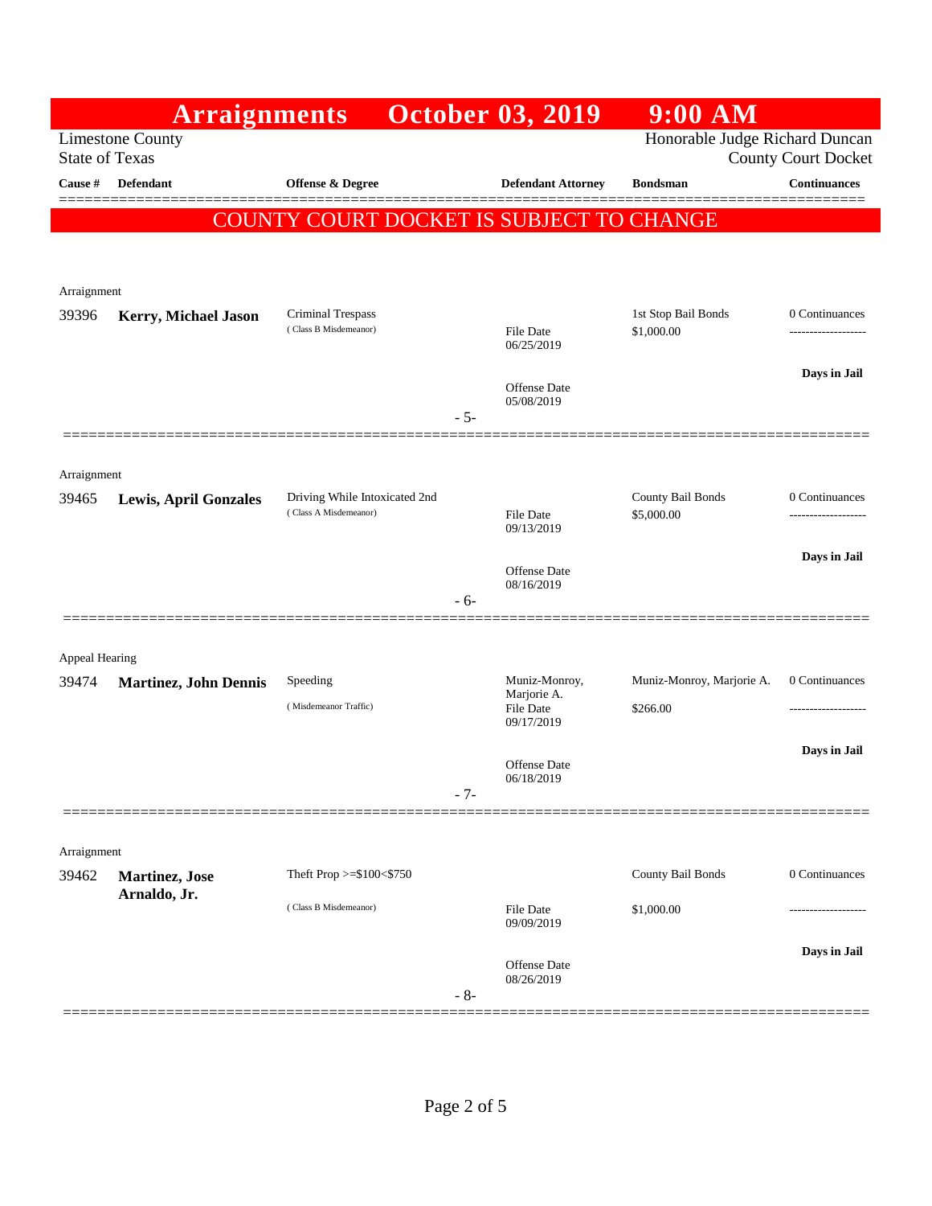# Arraignments October 03, 2019 9:00 AM

Limestone County
State of Texas

Honorable Judge Richard Duncan
County Court Docket

**COUNTY COURT DOCKET IS SUBJECT TO CHANGE**

| Cause # | Defendant | Offense & Degree | Defendant Attorney | Bondsman | Continuances |
|---|---|---|---|---|---|
| Arraignment | | | | | |
| 39396 | **Kerry, Michael Jason** | Criminal Trespass (Class B Misdemeanor) | File Date 06/25/2019<br>Offense Date 05/08/2019 | 1st Stop Bail Bonds<br>$1,000.00 | 0 Continuances<br>**Days in Jail** |
| | | | - 5- | | |
| Arraignment | | | | | |
| 39465 | **Lewis, April Gonzales** | Driving While Intoxicated 2nd (Class A Misdemeanor) | File Date 09/13/2019<br>Offense Date 08/16/2019 | County Bail Bonds<br>$5,000.00 | 0 Continuances<br>**Days in Jail** |
| | | | - 6- | | |
| Appeal Hearing | | | | | |
| 39474 | **Martinez, John Dennis** | Speeding (Misdemeanor Traffic) | Muniz-Monroy, Marjorie A.<br>File Date 09/17/2019<br>Offense Date 06/18/2019 | Muniz-Monroy, Marjorie A.<br>$266.00 | 0 Continuances<br>**Days in Jail** |
| | | | - 7- | | |
| Arraignment | | | | | |
| 39462 | **Martinez, Jose Arnaldo, Jr.** | Theft Prop >=$100<$750 (Class B Misdemeanor) | File Date 09/09/2019<br>Offense Date 08/26/2019 | County Bail Bonds<br>$1,000.00 | 0 Continuances<br>**Days in Jail** |
| | | | - 8- | | |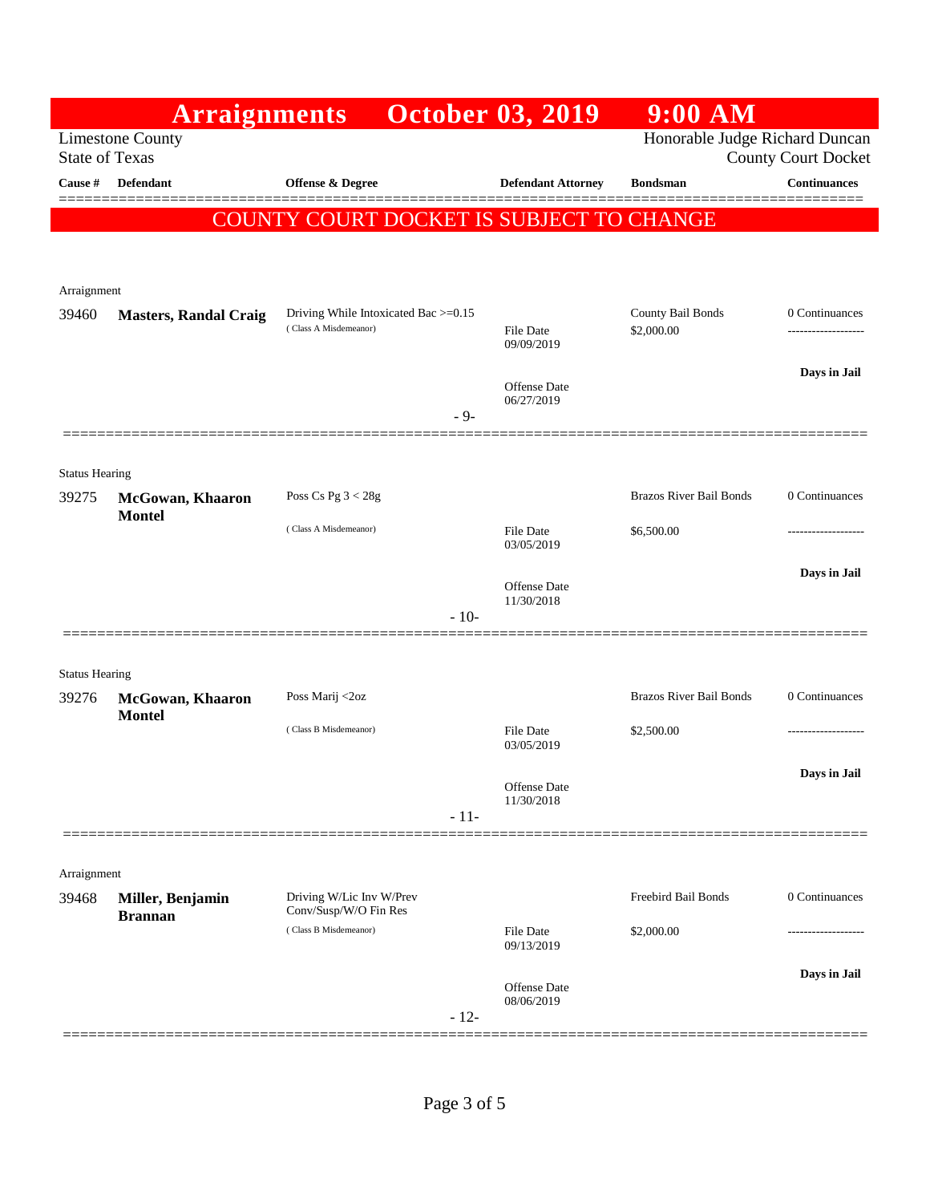# Arraignments October 03, 2019 9:00 AM

Limestone County
State of Texas

Honorable Judge Richard Duncan
County Court Docket

| Cause # | Defendant | Offense & Degree | Defendant Attorney | Bondsman | Continuances |
|---|---|---|---|---|---|

**COUNTY COURT DOCKET IS SUBJECT TO CHANGE**

---

Arraignment

| Cause # | Defendant | Offense & Degree | Defendant Attorney | Bondsman | Continuances |
|---|---|---|---|---|---|
| 39460 | **Masters, Randal Craig** | Driving While Intoxicated Bac >=0.15 (Class A Misdemeanor) | File Date 09/09/2019<br>Offense Date 06/27/2019 | County Bail Bonds<br>$2,000.00 | 0 Continuances<br>-------------------<br>**Days in Jail** |

- 9-

---

Status Hearing

| Cause # | Defendant | Offense & Degree | Defendant Attorney | Bondsman | Continuances |
|---|---|---|---|---|---|
| 39275 | **McGowan, Khaaron Montel** | Poss Cs Pg 3 < 28g (Class A Misdemeanor) | File Date 03/05/2019<br>Offense Date 11/30/2018 | Brazos River Bail Bonds<br>$6,500.00 | 0 Continuances<br>-------------------<br>**Days in Jail** |

- 10-

---

Status Hearing

| Cause # | Defendant | Offense & Degree | Defendant Attorney | Bondsman | Continuances |
|---|---|---|---|---|---|
| 39276 | **McGowan, Khaaron Montel** | Poss Marij <2oz (Class B Misdemeanor) | File Date 03/05/2019<br>Offense Date 11/30/2018 | Brazos River Bail Bonds<br>$2,500.00 | 0 Continuances<br>-------------------<br>**Days in Jail** |

- 11-

---

Arraignment

| Cause # | Defendant | Offense & Degree | Defendant Attorney | Bondsman | Continuances |
|---|---|---|---|---|---|
| 39468 | **Miller, Benjamin Brannan** | Driving W/Lic Inv W/Prev Conv/Susp/W/O Fin Res (Class B Misdemeanor) | File Date 09/13/2019<br>Offense Date 08/06/2019 | Freebird Bail Bonds<br>$2,000.00 | 0 Continuances<br>-------------------<br>**Days in Jail** |

- 12-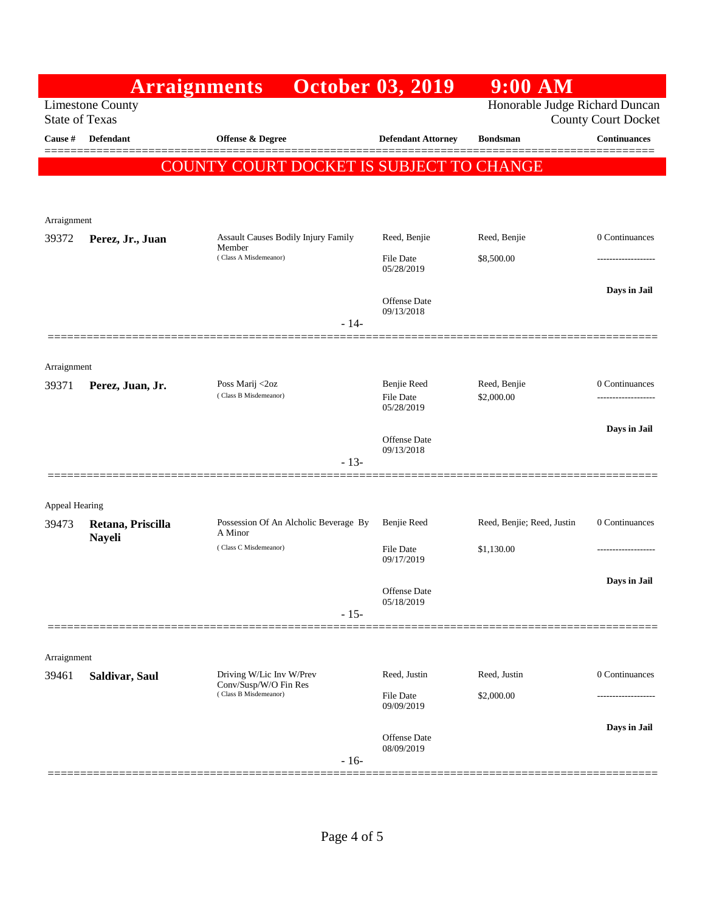# Arraignments October 03, 2019 9:00 AM

Limestone County
State of Texas

Honorable Judge Richard Duncan
County Court Docket

**COUNTY COURT DOCKET IS SUBJECT TO CHANGE**

| Cause # | Defendant | Offense & Degree | Defendant Attorney | Bondsman | Continuances |
|---|---|---|---|---|---|
| **Arraignment** | | | | | |
| 39372 | **Perez, Jr., Juan** | Assault Causes Bodily Injury Family Member (Class A Misdemeanor) | Reed, Benjie<br>File Date 05/28/2019<br>Offense Date 09/13/2018 | Reed, Benjie<br>$8,500.00 | 0 Continuances<br>Days in Jail |
| | | | - 14- | | |
| **Arraignment** | | | | | |
| 39371 | **Perez, Juan, Jr.** | Poss Marij <2oz (Class B Misdemeanor) | Benjie Reed<br>File Date 05/28/2019<br>Offense Date 09/13/2018 | Reed, Benjie<br>$2,000.00 | 0 Continuances<br>Days in Jail |
| | | | - 13- | | |
| **Appeal Hearing** | | | | | |
| 39473 | **Retana, Priscilla Nayeli** | Possession Of An Alcholic Beverage By A Minor (Class C Misdemeanor) | Benjie Reed<br>File Date 09/17/2019<br>Offense Date 05/18/2019 | Reed, Benjie; Reed, Justin<br>$1,130.00 | 0 Continuances<br>Days in Jail |
| | | | - 15- | | |
| **Arraignment** | | | | | |
| 39461 | **Saldivar, Saul** | Driving W/Lic Inv W/Prev Conv/Susp/W/O Fin Res (Class B Misdemeanor) | Reed, Justin<br>File Date 09/09/2019<br>Offense Date 08/09/2019 | Reed, Justin<br>$2,000.00 | 0 Continuances<br>Days in Jail |
| | | | - 16- | | |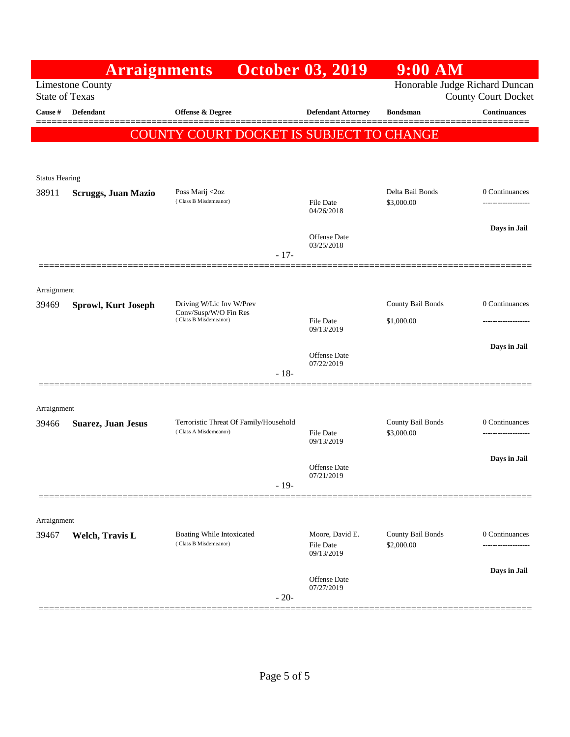# Arraignments October 03, 2019 9:00 AM

Limestone County
State of Texas

Honorable Judge Richard Duncan
County Court Docket

**COUNTY COURT DOCKET IS SUBJECT TO CHANGE**

| Cause # | Defendant | Offense & Degree | Defendant Attorney | Bondsman | Continuances |
|---|---|---|---|---|---|
| Status Hearing | | | | | |
| 38911 | **Scruggs, Juan Mazio** | Poss Marij <2oz (Class B Misdemeanor) | File Date 04/26/2018; Offense Date 03/25/2018 | Delta Bail Bonds $3,000.00 | 0 Continuances; Days in Jail |
| | | | - 17- | | |
| Arraignment | | | | | |
| 39469 | **Sprowl, Kurt Joseph** | Driving W/Lic Inv W/Prev Conv/Susp/W/O Fin Res (Class B Misdemeanor) | File Date 09/13/2019; Offense Date 07/22/2019 | County Bail Bonds $1,000.00 | 0 Continuances; Days in Jail |
| | | | - 18- | | |
| Arraignment | | | | | |
| 39466 | **Suarez, Juan Jesus** | Terroristic Threat Of Family/Household (Class A Misdemeanor) | File Date 09/13/2019; Offense Date 07/21/2019 | County Bail Bonds $3,000.00 | 0 Continuances; Days in Jail |
| | | | - 19- | | |
| Arraignment | | | | | |
| 39467 | **Welch, Travis L** | Boating While Intoxicated (Class B Misdemeanor) | Moore, David E.; File Date 09/13/2019; Offense Date 07/27/2019 | County Bail Bonds $2,000.00 | 0 Continuances; Days in Jail |
| | | | - 20- | | |